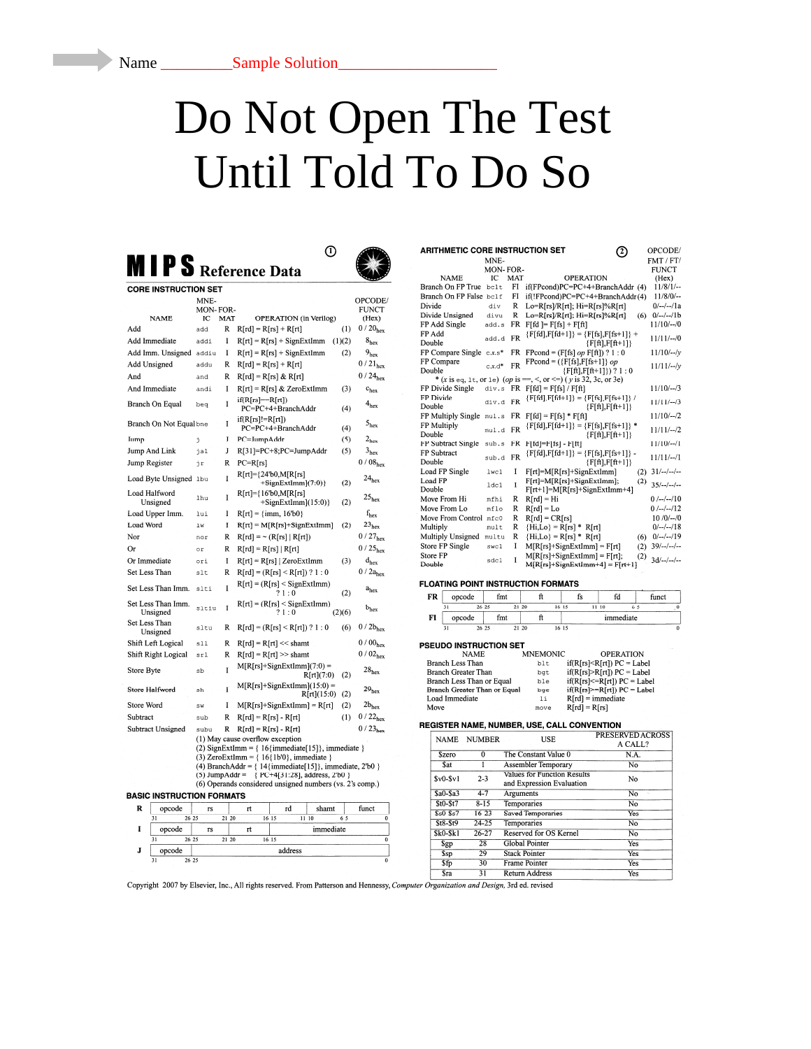Name _________Sample Solution___________________

# Do Not Open The Test Until Told To Do So

## MIPS Reference Data

### CORE INSTRUCTION SET

| NAME | MNEMONIC | FORMAT | OPERATION (in Verilog) | | OPCODE/FUNCT (Hex) |
|---|---|---|---|---|---|
| Add | add | R | R[rd] = R[rs] + R[rt] | (1) | 0 / 20hex |
| Add Immediate | addi | I | R[rt] = R[rs] + SignExtImm | (1)(2) | 8hex |
| Add Imm. Unsigned | addiu | I | R[rt] = R[rs] + SignExtImm | (2) | 9hex |
| Add Unsigned | addu | R | R[rd] = R[rs] + R[rt] | | 0 / 21hex |
| And | and | R | R[rd] = R[rs] & R[rt] | | 0 / 24hex |
| And Immediate | andi | I | R[rt] = R[rs] & ZeroExtImm | (3) | chex |
| Branch On Equal | beq | I | if(R[rs]==R[rt]) PC=PC+4+BranchAddr | (4) | 4hex |
| Branch On Not Equal | bne | I | if(R[rs]!=R[rt]) PC=PC+4+BranchAddr | (4) | 5hex |
| Jump | j | J | PC=JumpAddr | (5) | 2hex |
| Jump And Link | jal | J | R[31]=PC+8;PC=JumpAddr | (5) | 3hex |
| Jump Register | jr | R | PC=R[rs] | | 0 / 08hex |
| Load Byte Unsigned | lbu | I | R[rt]={24'b0,M[R[rs]+SignExtImm](7:0)} | (2) | 24hex |
| Load Halfword Unsigned | lhu | I | R[rt]={16'b0,M[R[rs]+SignExtImm](15:0)} | (2) | 25hex |
| Load Upper Imm. | lui | I | R[rt] = {imm, 16'b0} | | fhex |
| Load Word | lw | I | R[rt] = M[R[rs]+SignExtImm] | (2) | 23hex |
| Nor | nor | R | R[rd] = ~ (R[rs] \| R[rt]) | | 0 / 27hex |
| Or | or | R | R[rd] = R[rs] \| R[rt] | | 0 / 25hex |
| Or Immediate | ori | I | R[rt] = R[rs] \| ZeroExtImm | (3) | dhex |
| Set Less Than | slt | R | R[rd] = (R[rs] < R[rt]) ? 1 : 0 | | 0 / 2ahex |
| Set Less Than Imm. | slti | I | R[rt] = (R[rs] < SignExtImm) ? 1 : 0 | (2) | ahex |
| Set Less Than Imm. Unsigned | sltiu | I | R[rt] = (R[rs] < SignExtImm) ? 1 : 0 | (2)(6) | bhex |
| Set Less Than Unsigned | sltu | R | R[rd] = (R[rs] < R[rt]) ? 1 : 0 | (6) | 0 / 2bhex |
| Shift Left Logical | sll | R | R[rd] = R[rt] << shamt | | 0 / 00hex |
| Shift Right Logical | srl | R | R[rd] = R[rt] >> shamt | | 0 / 02hex |
| Store Byte | sb | I | M[R[rs]+SignExtImm](7:0) = R[rt](7:0) | (2) | 28hex |
| Store Halfword | sh | I | M[R[rs]+SignExtImm](15:0) = R[rt](15:0) | (2) | 29hex |
| Store Word | sw | I | M[R[rs]+SignExtImm] = R[rt] | (2) | 2bhex |
| Subtract | sub | R | R[rd] = R[rs] - R[rt] | (1) | 0 / 22hex |
| Subtract Unsigned | subu | R | R[rd] = R[rs] - R[rt] | | 0 / 23hex |

(1) May cause overflow exception
(2) SignExtImm = { 16{immediate[15]}, immediate }
(3) ZeroExtImm = { 16{1b'0}, immediate }
(4) BranchAddr = { 14{immediate[15]}, immediate, 2'b0 }
(5) JumpAddr = { PC+4[31:28], address, 2'b0 }
(6) Operands considered unsigned numbers (vs. 2's comp.)

### BASIC INSTRUCTION FORMATS

| Format | 31–26 | 25–21 | 20–16 | 15–11 | 10–6 | 5–0 |
|---|---|---|---|---|---|---|
| R | opcode | rs | rt | rd | shamt | funct |
| I | opcode | rs | rt | immediate | | |
| J | opcode | address | | | | |

### ARITHMETIC CORE INSTRUCTION SET

| NAME | MNEMONIC | FORMAT | OPERATION | | OPCODE/FMT/FT/FUNCT (Hex) |
|---|---|---|---|---|---|
| Branch On FP True | bc1t | FI | if(FPcond)PC=PC+4+BranchAddr | (4) | 11/8/1/-- |
| Branch On FP False | bc1f | FI | if(!FPcond)PC=PC+4+BranchAddr | (4) | 11/8/0/-- |
| Divide | div | R | Lo=R[rs]/R[rt]; Hi=R[rs]%R[rt] | | 0/--/--/1a |
| Divide Unsigned | divu | R | Lo=R[rs]/R[rt]; Hi=R[rs]%R[rt] | (6) | 0/--/--/1b |
| FP Add Single | add.s | FR | F[fd ]= F[fs] + F[ft] | | 11/10/--/0 |
| FP Add Double | add.d | FR | {F[fd],F[fd+1]} = {F[fs],F[fs+1]} + {F[ft],F[ft+1]} | | 11/11/--/0 |
| FP Compare Single | c.x.s* | FR | FPcond = (F[fs] *op* F[ft]) ? 1 : 0 | | 11/10/--/y |
| FP Compare Double | c.x.d* | FR | FPcond = ({F[fs],F[fs+1]} *op* {F[ft],F[ft+1]}) ? 1 : 0 | | 11/11/--/y |
| FP Divide Single | div.s | FR | F[fd] = F[fs] / F[ft] | | 11/10/--/3 |
| FP Divide Double | div.d | FR | {F[fd],F[fd+1]} = {F[fs],F[fs+1]} / {F[ft],F[ft+1]} | | 11/11/--/3 |
| FP Multiply Single | mul.s | FR | F[fd] = F[fs] * F[ft] | | 11/10/--/2 |
| FP Multiply Double | mul.d | FR | {F[fd],F[fd+1]} = {F[fs],F[fs+1]} * {F[ft],F[ft+1]} | | 11/11/--/2 |
| FP Subtract Single | sub.s | FR | F[fd]=F[fs] - F[ft] | | 11/10/--/1 |
| FP Subtract Double | sub.d | FR | {F[fd],F[fd+1]} = {F[fs],F[fs+1]} - {F[ft],F[ft+1]} | | 11/11/--/1 |
| Load FP Single | lwc1 | I | F[rt]=M[R[rs]+SignExtImm] | (2) | 31/--/--/-- |
| Load FP Double | ldc1 | I | F[rt]=M[R[rs]+SignExtImm]; F[rt+1]=M[R[rs]+SignExtImm+4] | (2) | 35/--/--/-- |
| Move From Hi | mfhi | R | R[rd] = Hi | | 0 /--/--/10 |
| Move From Lo | mflo | R | R[rd] = Lo | | 0 /--/--/12 |
| Move From Control | mfc0 | R | R[rd] = CR[rs] | | 10 /0/--/0 |
| Multiply | mult | R | {Hi,Lo} = R[rs] * R[rt] | | 0/--/--/18 |
| Multiply Unsigned | multu | R | {Hi,Lo} = R[rs] * R[rt] | (6) | 0/--/--/19 |
| Store FP Single | swc1 | I | M[R[rs]+SignExtImm] = F[rt] | (2) | 39/--/--/-- |
| Store FP Double | sdc1 | I | M[R[rs]+SignExtImm] = F[rt]; M[R[rs]+SignExtImm+4] = F[rt+1] | (2) | 3d/--/--/-- |

\* (*x* is eq, lt, or le) (*op* is ==, <, or <=) ( *y* is 32, 3c, or 3e)

### FLOATING POINT INSTRUCTION FORMATS

| Format | 31–26 | 25–21 | 20–16 | 15–11 | 10–6 | 5–0 |
|---|---|---|---|---|---|---|
| FR | opcode | fmt | ft | fs | fd | funct |
| FI | opcode | fmt | ft | immediate | | |

### PSEUDO INSTRUCTION SET

| NAME | MNEMONIC | OPERATION |
|---|---|---|
| Branch Less Than | blt | if(R[rs]<R[rt]) PC = Label |
| Branch Greater Than | bgt | if(R[rs]>R[rt]) PC = Label |
| Branch Less Than or Equal | ble | if(R[rs]<=R[rt]) PC = Label |
| Branch Greater Than or Equal | bge | if(R[rs]>=R[rt]) PC = Label |
| Load Immediate | li | R[rd] = immediate |
| Move | move | R[rd] = R[rs] |

### REGISTER NAME, NUMBER, USE, CALL CONVENTION

| NAME | NUMBER | USE | PRESERVED ACROSS A CALL? |
|---|---|---|---|
| $zero | 0 | The Constant Value 0 | N.A. |
| $at | 1 | Assembler Temporary | No |
| $v0-$v1 | 2-3 | Values for Function Results and Expression Evaluation | No |
| $a0-$a3 | 4-7 | Arguments | No |
| $t0-$t7 | 8-15 | Temporaries | No |
| $s0-$s7 | 16-23 | Saved Temporaries | Yes |
| $t8-$t9 | 24-25 | Temporaries | No |
| $k0-$k1 | 26-27 | Reserved for OS Kernel | No |
| $gp | 28 | Global Pointer | Yes |
| $sp | 29 | Stack Pointer | Yes |
| $fp | 30 | Frame Pointer | Yes |
| $ra | 31 | Return Address | Yes |

Copyright 2007 by Elsevier, Inc., All rights reserved. From Patterson and Hennessy, *Computer Organization and Design*, 3rd ed. revised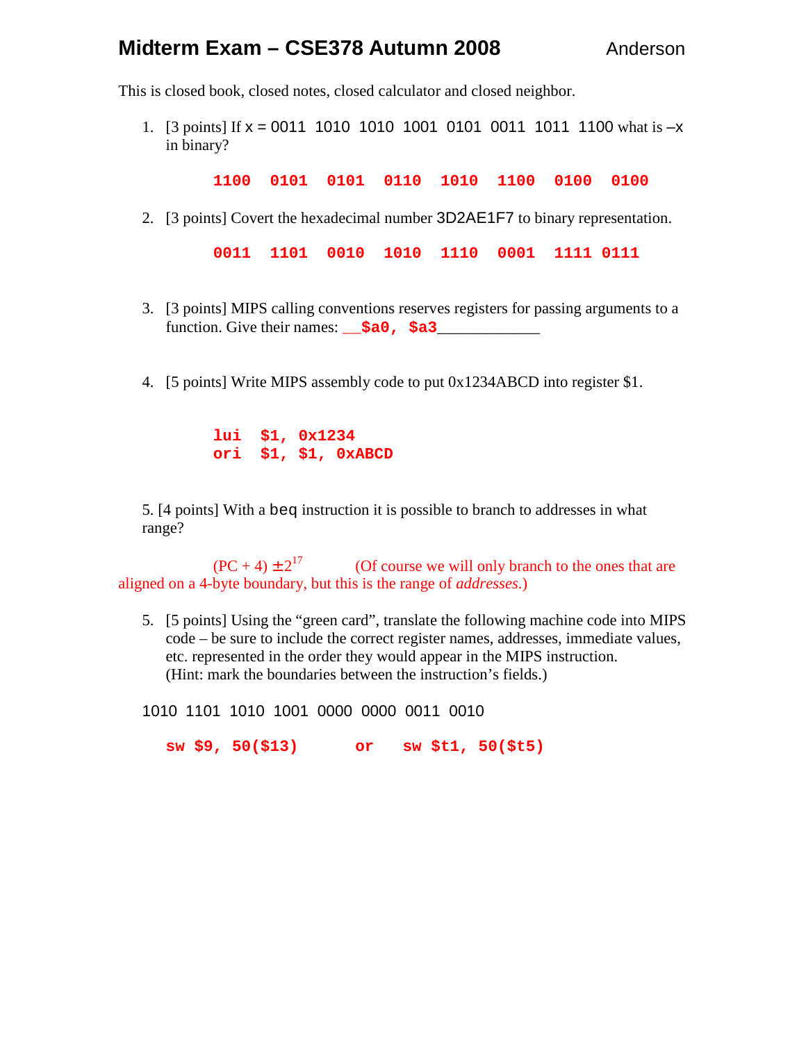# Midterm Exam – CSE378 Autumn 2008 Anderson

This is closed book, closed notes, closed calculator and closed neighbor.

1. [3 points] If x = 0011 1010 1010 1001 0101 0011 1011 1100 what is –x in binary?

   **1100 0101 0101 0110 1010 1100 0100 0100**

2. [3 points] Covert the hexadecimal number 3D2AE1F7 to binary representation.

   **0011 1101 0010 1010 1110 0001 1111 0111**

3. [3 points] MIPS calling conventions reserves registers for passing arguments to a function. Give their names: __**$a0, $a3**_____________

4. [5 points] Write MIPS assembly code to put 0x1234ABCD into register $1.

```
lui  $1, 0x1234
ori  $1, $1, 0xABCD
```

5. [4 points] With a beq instruction it is possible to branch to addresses in what range?

   (PC + 4) $\pm 2^{17}$ (Of course we will only branch to the ones that are aligned on a 4-byte boundary, but this is the range of *addresses*.)

5. [5 points] Using the "green card", translate the following machine code into MIPS code – be sure to include the correct register names, addresses, immediate values, etc. represented in the order they would appear in the MIPS instruction. (Hint: mark the boundaries between the instruction's fields.)

1010 1101 1010 1001 0000 0000 0011 0010

**sw $9, 50($13)** or **sw $t1, 50($t5)**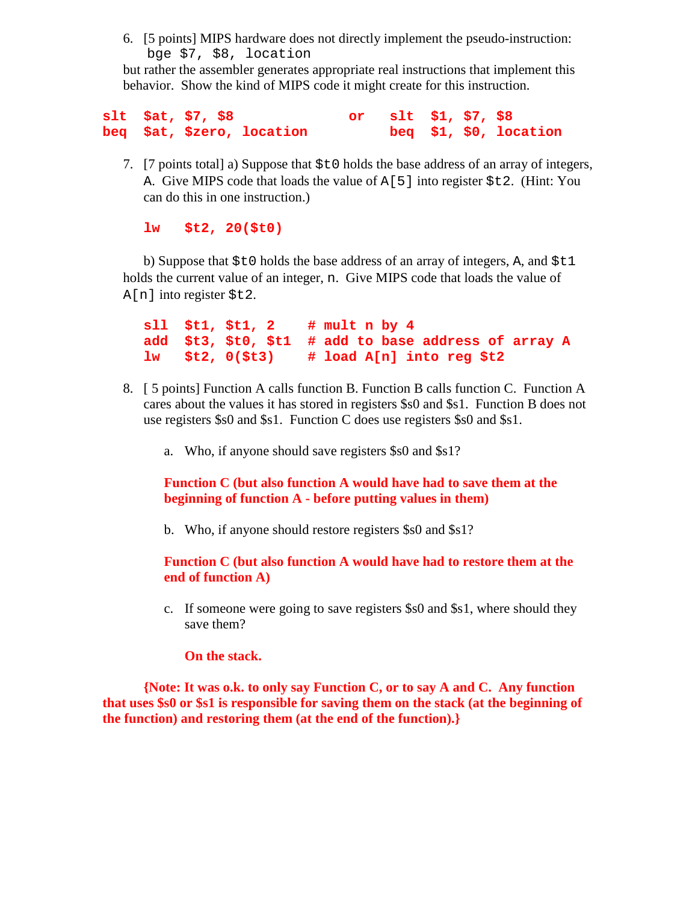6. [5 points] MIPS hardware does not directly implement the pseudo-instruction:
   `bge $7, $8, location`
   but rather the assembler generates appropriate real instructions that implement this behavior. Show the kind of MIPS code it might create for this instruction.

```
slt  $at, $7, $8              or   slt  $1, $7, $8
beq  $at, $zero, location          beq  $1, $0, location
```

7. [7 points total] a) Suppose that `$t0` holds the base address of an array of integers, `A`. Give MIPS code that loads the value of `A[5]` into register `$t2`. (Hint: You can do this in one instruction.)

```
lw   $t2, 20($t0)
```

   b) Suppose that `$t0` holds the base address of an array of integers, `A`, and `$t1` holds the current value of an integer, `n`. Give MIPS code that loads the value of `A[n]` into register `$t2`.

```
sll  $t1, $t1, 2     # mult n by 4
add  $t3, $t0, $t1   # add to base address of array A
lw   $t2, 0($t3)     # load A[n] into reg $t2
```

8. [ 5 points] Function A calls function B. Function B calls function C. Function A cares about the values it has stored in registers $s0 and $s1. Function B does not use registers $s0 and $s1. Function C does use registers $s0 and $s1.

   a. Who, if anyone should save registers $s0 and $s1?

      **Function C (but also function A would have had to save them at the beginning of function A - before putting values in them)**

   b. Who, if anyone should restore registers $s0 and $s1?

      **Function C (but also function A would have had to restore them at the end of function A)**

   c. If someone were going to save registers $s0 and $s1, where should they save them?

      **On the stack.**

**{Note: It was o.k. to only say Function C, or to say A and C. Any function that uses $s0 or $s1 is responsible for saving them on the stack (at the beginning of the function) and restoring them (at the end of the function).}**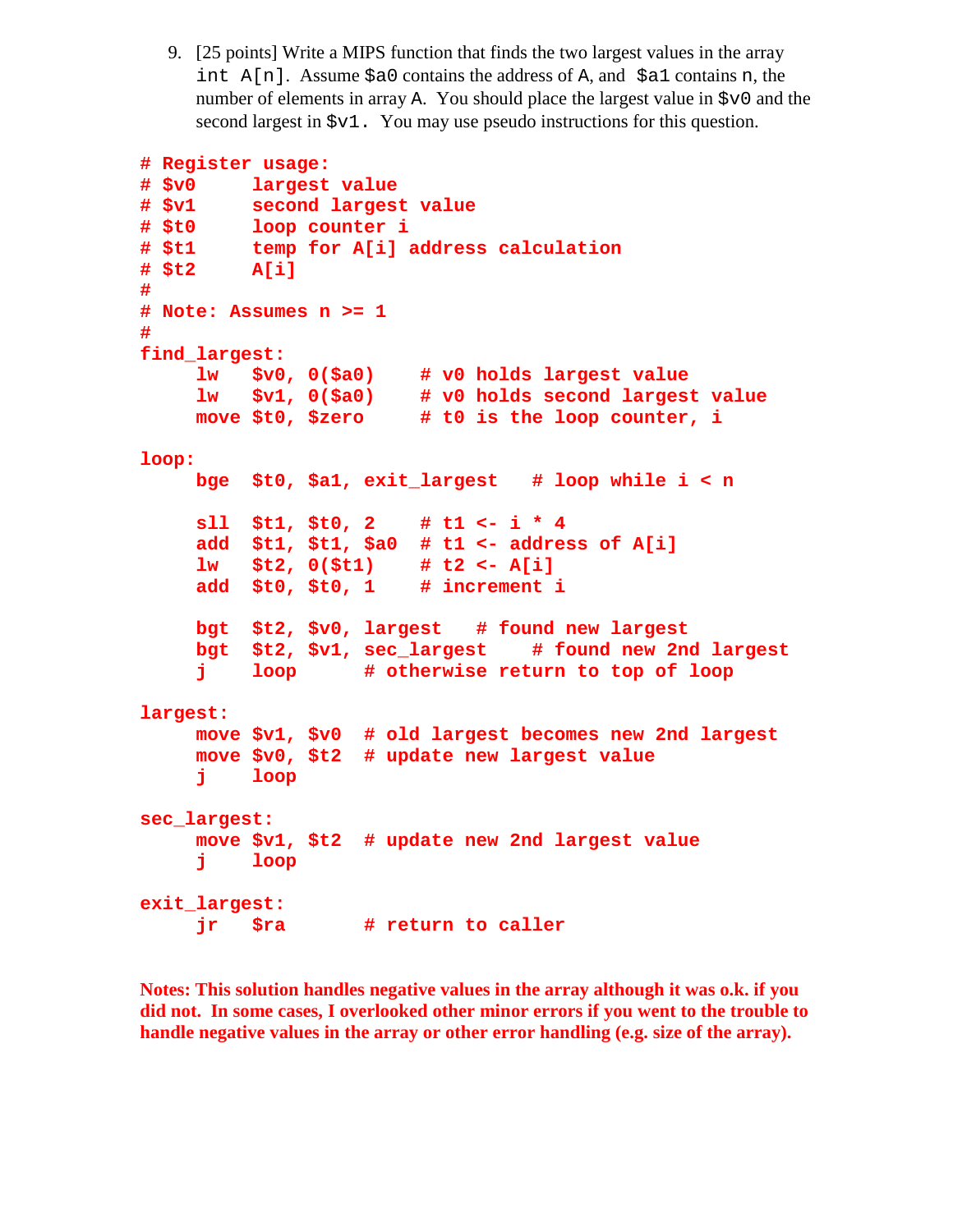9. [25 points] Write a MIPS function that finds the two largest values in the array `int A[n]`. Assume `$a0` contains the address of `A`, and `$a1` contains `n`, the number of elements in array `A`. You should place the largest value in `$v0` and the second largest in `$v1`. You may use pseudo instructions for this question.

```
# Register usage:
# $v0     largest value
# $v1     second largest value
# $t0     loop counter i
# $t1     temp for A[i] address calculation
# $t2     A[i]
#
# Note: Assumes n >= 1
#
find_largest:
     lw   $v0, 0($a0)    # v0 holds largest value
     lw   $v1, 0($a0)    # v0 holds second largest value
     move $t0, $zero     # t0 is the loop counter, i

loop:
     bge  $t0, $a1, exit_largest   # loop while i < n

     sll  $t1, $t0, 2    # t1 <- i * 4
     add  $t1, $t1, $a0  # t1 <- address of A[i]
     lw   $t2, 0($t1)    # t2 <- A[i]
     add  $t0, $t0, 1    # increment i

     bgt  $t2, $v0, largest   # found new largest
     bgt  $t2, $v1, sec_largest    # found new 2nd largest
     j    loop      # otherwise return to top of loop

largest:
     move $v1, $v0  # old largest becomes new 2nd largest
     move $v0, $t2  # update new largest value
     j    loop

sec_largest:
     move $v1, $t2  # update new 2nd largest value
     j    loop

exit_largest:
     jr   $ra       # return to caller
```

**Notes: This solution handles negative values in the array although it was o.k. if you did not. In some cases, I overlooked other minor errors if you went to the trouble to handle negative values in the array or other error handling (e.g. size of the array).**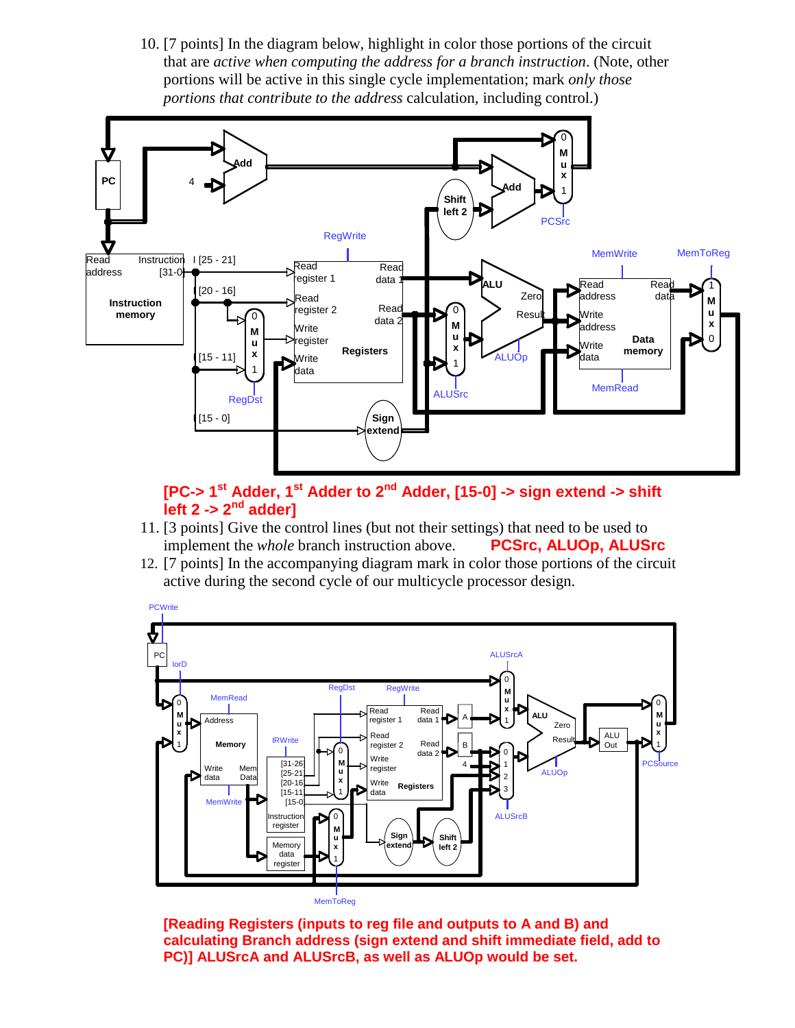10. [7 points] In the diagram below, highlight in color those portions of the circuit that are *active when computing the address for a branch instruction*. (Note, other portions will be active in this single cycle implementation; mark *only those portions that contribute to the address* calculation, including control.)

**[PC-> 1st Adder, 1st Adder to 2nd Adder, [15-0] -> sign extend -> shift left 2 -> 2nd adder]**

11. [3 points] Give the control lines (but not their settings) that need to be used to implement the *whole* branch instruction above. **PCSrc, ALUOp, ALUSrc**

12. [7 points] In the accompanying diagram mark in color those portions of the circuit active during the second cycle of our multicycle processor design.

**[Reading Registers (inputs to reg file and outputs to A and B) and calculating Branch address (sign extend and shift immediate field, add to PC)] ALUSrcA and ALUSrcB, as well as ALUOp would be set.**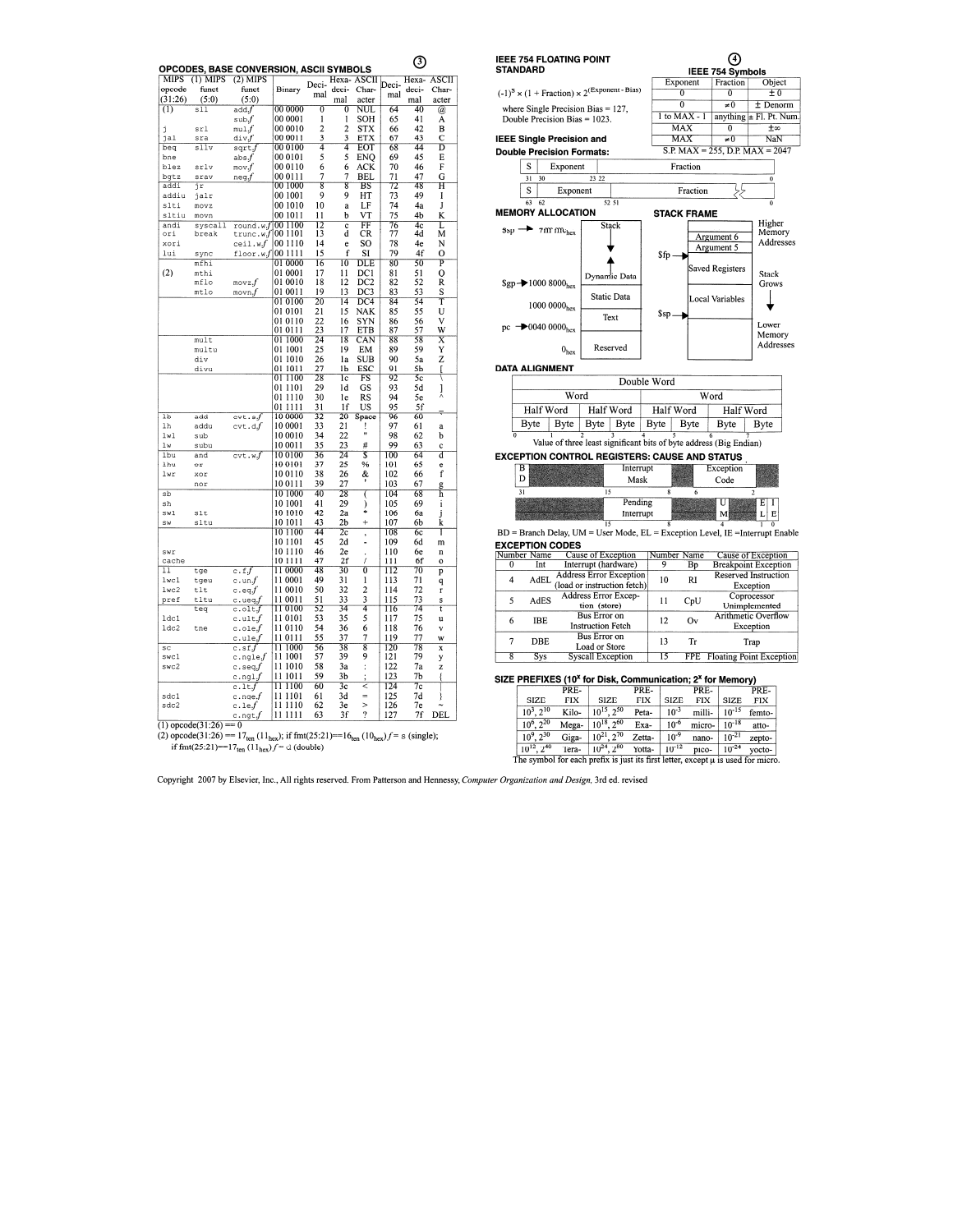## OPCODES, BASE CONVERSION, ASCII SYMBOLS

| MIPS opcode (31:26) | (1) MIPS funct (5:0) | (2) MIPS funct (5:0) | Binary | Deci-mal | Hexa-deci-mal | ASCII Char-acter | Deci-mal | Hexa-deci-mal | ASCII Char-acter |
|---|---|---|---|---|---|---|---|---|---|
| (1) | sll | add.f | 00 0000 | 0 | 0 | NUL | 64 | 40 | @ |
| | | sub.f | 00 0001 | 1 | 1 | SOH | 65 | 41 | A |
| j | srl | mul.f | 00 0010 | 2 | 2 | STX | 66 | 42 | B |
| jal | sra | div.f | 00 0011 | 3 | 3 | ETX | 67 | 43 | C |
| beq | sllv | sqrt.f | 00 0100 | 4 | 4 | EOT | 68 | 44 | D |
| bne | | abs.f | 00 0101 | 5 | 5 | ENQ | 69 | 45 | E |
| blez | srlv | mov.f | 00 0110 | 6 | 6 | ACK | 70 | 46 | F |
| bgtz | srav | neg.f | 00 0111 | 7 | 7 | BEL | 71 | 47 | G |
| addi | jr | | 00 1000 | 8 | 8 | BS | 72 | 48 | H |
| addiu | jalr | | 00 1001 | 9 | 9 | HT | 73 | 49 | I |
| slti | movz | | 00 1010 | 10 | a | LF | 74 | 4a | J |
| sltiu | movn | | 00 1011 | 11 | b | VT | 75 | 4b | K |
| andi | syscall | round.w.f | 00 1100 | 12 | c | FF | 76 | 4c | L |
| ori | break | trunc.w.f | 00 1101 | 13 | d | CR | 77 | 4d | M |
| xori | | ceil.w.f | 00 1110 | 14 | e | SO | 78 | 4e | N |
| lui | sync | floor.w.f | 00 1111 | 15 | f | SI | 79 | 4f | O |
| | mfhi | | 01 0000 | 16 | 10 | DLE | 80 | 50 | P |
| (2) | mthi | | 01 0001 | 17 | 11 | DC1 | 81 | 51 | Q |
| | mflo | movz.f | 01 0010 | 18 | 12 | DC2 | 82 | 52 | R |
| | mtlo | movn.f | 01 0011 | 19 | 13 | DC3 | 83 | 53 | S |
| | | | 01 0100 | 20 | 14 | DC4 | 84 | 54 | T |
| | | | 01 0101 | 21 | 15 | NAK | 85 | 55 | U |
| | | | 01 0110 | 22 | 16 | SYN | 86 | 56 | V |
| | | | 01 0111 | 23 | 17 | ETB | 87 | 57 | W |
| | mult | | 01 1000 | 24 | 18 | CAN | 88 | 58 | X |
| | multu | | 01 1001 | 25 | 19 | EM | 89 | 59 | Y |
| | div | | 01 1010 | 26 | 1a | SUB | 90 | 5a | Z |
| | divu | | 01 1011 | 27 | 1b | ESC | 91 | 5b | [ |
| | | | 01 1100 | 28 | 1c | FS | 92 | 5c | \ |
| | | | 01 1101 | 29 | 1d | GS | 93 | 5d | ] |
| | | | 01 1110 | 30 | 1e | RS | 94 | 5e | ^ |
| | | | 01 1111 | 31 | 1f | US | 95 | 5f | _ |
| lb | add | cvt.s.f | 10 0000 | 32 | 20 | Space | 96 | 60 | ` |
| lh | addu | cvt.d.f | 10 0001 | 33 | 21 | ! | 97 | 61 | a |
| lwl | sub | | 10 0010 | 34 | 22 | " | 98 | 62 | b |
| lw | subu | | 10 0011 | 35 | 23 | # | 99 | 63 | c |
| lbu | and | cvt.w.f | 10 0100 | 36 | 24 | $ | 100 | 64 | d |
| lhu | or | | 10 0101 | 37 | 25 | % | 101 | 65 | e |
| lwr | xor | | 10 0110 | 38 | 26 | & | 102 | 66 | f |
| | nor | | 10 0111 | 39 | 27 | ' | 103 | 67 | g |
| sb | | | 10 1000 | 40 | 28 | ( | 104 | 68 | h |
| sh | | | 10 1001 | 41 | 29 | ) | 105 | 69 | i |
| swl | slt | | 10 1010 | 42 | 2a | * | 106 | 6a | j |
| sw | sltu | | 10 1011 | 43 | 2b | + | 107 | 6b | k |
| | | | 10 1100 | 44 | 2c | , | 108 | 6c | l |
| | | | 10 1101 | 45 | 2d | - | 109 | 6d | m |
| swr | | | 10 1110 | 46 | 2e | . | 110 | 6e | n |
| cache | | | 10 1111 | 47 | 2f | / | 111 | 6f | o |
| ll | tge | c.f.f | 11 0000 | 48 | 30 | 0 | 112 | 70 | p |
| lwc1 | tgeu | c.un.f | 11 0001 | 49 | 31 | 1 | 113 | 71 | q |
| lwc2 | tlt | c.eq.f | 11 0010 | 50 | 32 | 2 | 114 | 72 | r |
| pref | tltu | c.ueq.f | 11 0011 | 51 | 33 | 3 | 115 | 73 | s |
| | teq | c.olt.f | 11 0100 | 52 | 34 | 4 | 116 | 74 | t |
| ldc1 | | c.ult.f | 11 0101 | 53 | 35 | 5 | 117 | 75 | u |
| ldc2 | tne | c.ole.f | 11 0110 | 54 | 36 | 6 | 118 | 76 | v |
| | | c.ule.f | 11 0111 | 55 | 37 | 7 | 119 | 77 | w |
| sc | | c.sf.f | 11 1000 | 56 | 38 | 8 | 120 | 78 | x |
| swc1 | | c.ngle.f | 11 1001 | 57 | 39 | 9 | 121 | 79 | y |
| swc2 | | c.seq.f | 11 1010 | 58 | 3a | : | 122 | 7a | z |
| | | c.ngl.f | 11 1011 | 59 | 3b | ; | 123 | 7b | { |
| | | c.lt.f | 11 1100 | 60 | 3c | < | 124 | 7c | \| |
| sdc1 | | c.nge.f | 11 1101 | 61 | 3d | = | 125 | 7d | } |
| sdc2 | | c.le.f | 11 1110 | 62 | 3e | > | 126 | 7e | ~ |
| | | c.ngt.f | 11 1111 | 63 | 3f | ? | 127 | 7f | DEL |

(1) opcode(31:26) == 0

(2) opcode(31:26) == $17_{ten}$ ($11_{hex}$); if fmt(25:21)==$16_{ten}$ ($10_{hex}$) f = s (single); if fmt(25:21)==$17_{ten}$ ($11_{hex}$) f = d (double)

## IEEE 754 FLOATING POINT STANDARD

$(-1)^S \times (1 + \text{Fraction}) \times 2^{(\text{Exponent - Bias})}$

where Single Precision Bias = 127, Double Precision Bias = 1023.

## IEEE 754 Symbols

| Exponent | Fraction | Object |
|---|---|---|
| 0 | 0 | ± 0 |
| 0 | ≠0 | ± Denorm |
| 1 to MAX - 1 | anything | ± Fl. Pt. Num. |
| MAX | 0 | ±∞ |
| MAX | ≠0 | NaN |

S.P. MAX = 255, D.P. MAX = 2047

## IEEE Single Precision and Double Precision Formats:

| S | Exponent | Fraction |
|---|---|---|
| 31 | 30 — 23 | 22 — 0 |

| S | Exponent | Fraction |
|---|---|---|
| 63 | 62 — 52 | 51 — 0 |

## MEMORY ALLOCATION

$sp → 7fff fffc$_{hex}$

Stack

Dynamic Data

$gp → 1000 8000$_{hex}$

Static Data

1000 0000$_{hex}$

Text

pc → 0040 0000$_{hex}$

Reserved

0$_{hex}$

## STACK FRAME

Higher Memory Addresses

Argument 6

Argument 5

$fp →

Saved Registers

Stack Grows

Local Variables

$sp →

Lower Memory Addresses

## DATA ALIGNMENT

| | | | | | | | |
|---|---|---|---|---|---|---|---|
| Double Word | | | | | | | |
| Word | | | | Word | | | |
| Half Word | | Half Word | | Half Word | | Half Word | |
| Byte | Byte | Byte | Byte | Byte | Byte | Byte | Byte |
| 0 | 1 | 2 | 3 | 4 | 5 | 6 | 7 |

Value of three least significant bits of byte address (Big Endian)

## EXCEPTION CONTROL REGISTERS: CAUSE AND STATUS

| B D | | Interrupt Mask | | Exception Code | |
|---|---|---|---|---|---|
| 31 | | 15 — 8 | | 6 — 2 | |

| | Pending Interrupt | | U M | | E L | I E |
|---|---|---|---|---|---|---|
| | 15 — 8 | | 4 | | 1 | 0 |

BD = Branch Delay, UM = User Mode, EL = Exception Level, IE =Interrupt Enable

## EXCEPTION CODES

| Number | Name | Cause of Exception | Number | Name | Cause of Exception |
|---|---|---|---|---|---|
| 0 | Int | Interrupt (hardware) | 9 | Bp | Breakpoint Exception |
| 4 | AdEL | Address Error Exception (load or instruction fetch) | 10 | RI | Reserved Instruction Exception |
| 5 | AdES | Address Error Exception (store) | 11 | CpU | Coprocessor Unimplemented |
| 6 | IBE | Bus Error on Instruction Fetch | 12 | Ov | Arithmetic Overflow Exception |
| 7 | DBE | Bus Error on Load or Store | 13 | Tr | Trap |
| 8 | Sys | Syscall Exception | 15 | FPE | Floating Point Exception |

## SIZE PREFIXES ($10^x$ for Disk, Communication; $2^x$ for Memory)

| SIZE | PRE-FIX | SIZE | PRE-FIX | SIZE | PRE-FIX | SIZE | PRE-FIX |
|---|---|---|---|---|---|---|---|
| $10^3$, $2^{10}$ | Kilo- | $10^{15}$, $2^{50}$ | Peta- | $10^{-3}$ | milli- | $10^{-15}$ | femto- |
| $10^6$, $2^{20}$ | Mega- | $10^{18}$, $2^{60}$ | Exa- | $10^{-6}$ | micro- | $10^{-18}$ | atto- |
| $10^9$, $2^{30}$ | Giga- | $10^{21}$, $2^{70}$ | Zetta- | $10^{-9}$ | nano- | $10^{-21}$ | zepto- |
| $10^{12}$, $2^{40}$ | Tera- | $10^{24}$, $2^{80}$ | Yotta- | $10^{-12}$ | pico- | $10^{-24}$ | yocto- |

The symbol for each prefix is just its first letter, except μ is used for micro.

Copyright 2007 by Elsevier, Inc., All rights reserved. From Patterson and Hennessy, *Computer Organization and Design*, 3rd ed. revised